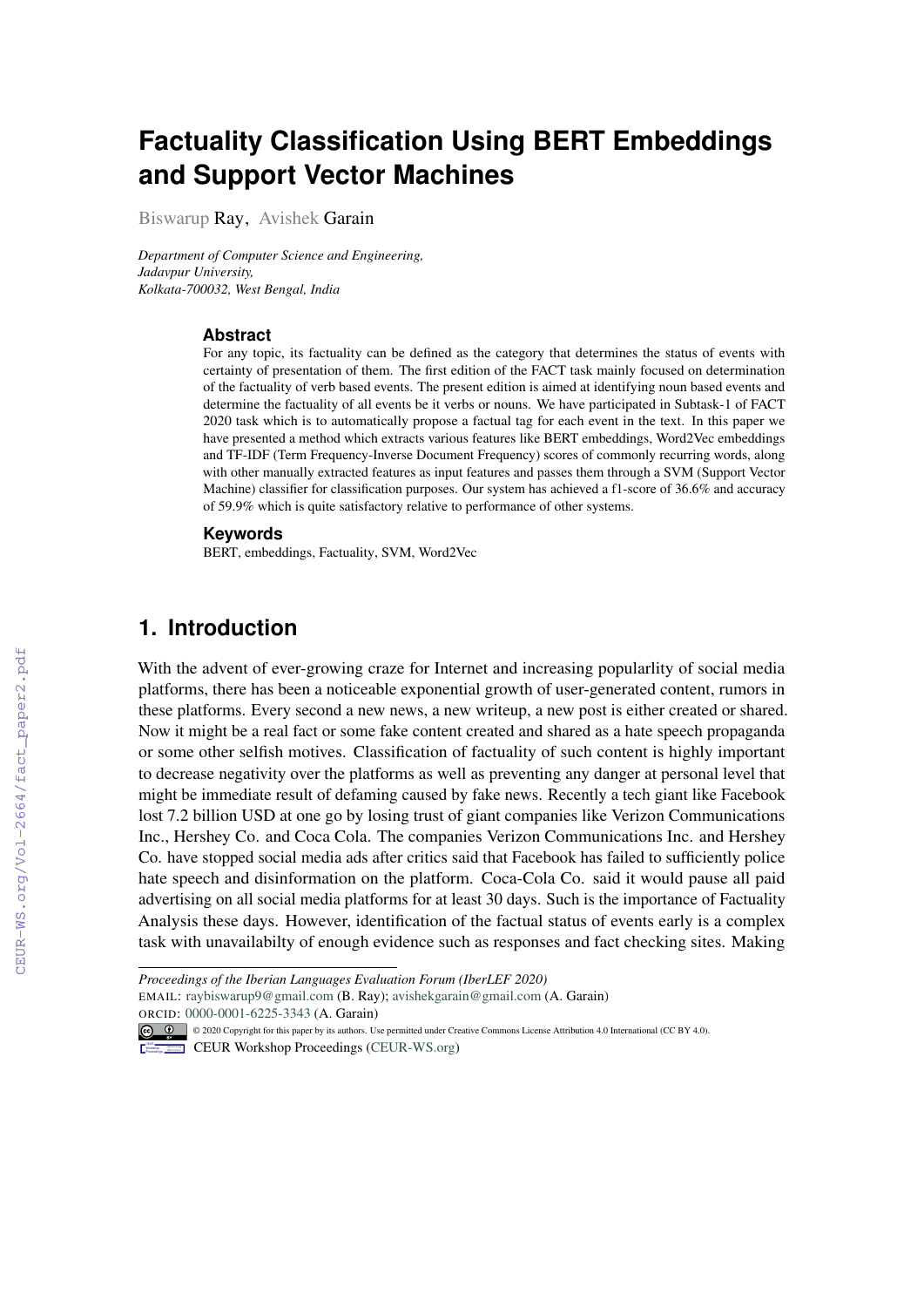# Factuality Classification Using BERT Embeddings and Support Vector Machines

Biswarup Ray, Avishek Garain

*Department of Computer Science and Engineering, Jadavpur University, Kolkata-700032, West Bengal, India*

### Abstract

For any topic, its factuality can be defined as the category that determines the status of events with certainty of presentation of them. The first edition of the FACT task mainly focused on determination of the factuality of verb based events. The present edition is aimed at identifying noun based events and determine the factuality of all events be it verbs or nouns. We have participated in Subtask-1 of FACT 2020 task which is to automatically propose a factual tag for each event in the text. In this paper we have presented a method which extracts various features like BERT embeddings, Word2Vec embeddings and TF-IDF (Term Frequency-Inverse Document Frequency) scores of commonly recurring words, along with other manually extracted features as input features and passes them through a SVM (Support Vector Machine) classifier for classification purposes. Our system has achieved a f1-score of 36.6% and accuracy of 59.9% which is quite satisfactory relative to performance of other systems.

### Keywords

BERT, embeddings, Factuality, SVM, Word2Vec

## 1. Introduction

With the advent of ever-growing craze for Internet and increasing popularlity of social media platforms, there has been a noticeable exponential growth of user-generated content, rumors in these platforms. Every second a new news, a new writeup, a new post is either created or shared. Now it might be a real fact or some fake content created and shared as a hate speech propaganda or some other selfish motives. Classification of factuality of such content is highly important to decrease negativity over the platforms as well as preventing any danger at personal level that might be immediate result of defaming caused by fake news. Recently a tech giant like Facebook lost 7.2 billion USD at one go by losing trust of giant companies like Verizon Communications Inc., Hershey Co. and Coca Cola. The companies Verizon Communications Inc. and Hershey Co. have stopped social media ads after critics said that Facebook has failed to sufficiently police hate speech and disinformation on the platform. Coca-Cola Co. said it would pause all paid advertising on all social media platforms for at least 30 days. Such is the importance of Factuality Analysis these days. However, identification of the factual status of events early is a complex task with unavailabilty of enough evidence such as responses and fact checking sites. Making

---

*Proceedings of the Iberian Languages Evaluation Forum (IberLEF 2020)*
EMAIL: raybiswarup9@gmail.com (B. Ray); avishekgarain@gmail.com (A. Garain)
ORCID: 0000-0001-6225-3343 (A. Garain)
© 2020 Copyright for this paper by its authors. Use permitted under Creative Commons License Attribution 4.0 International (CC BY 4.0).
CEUR Workshop Proceedings (CEUR-WS.org)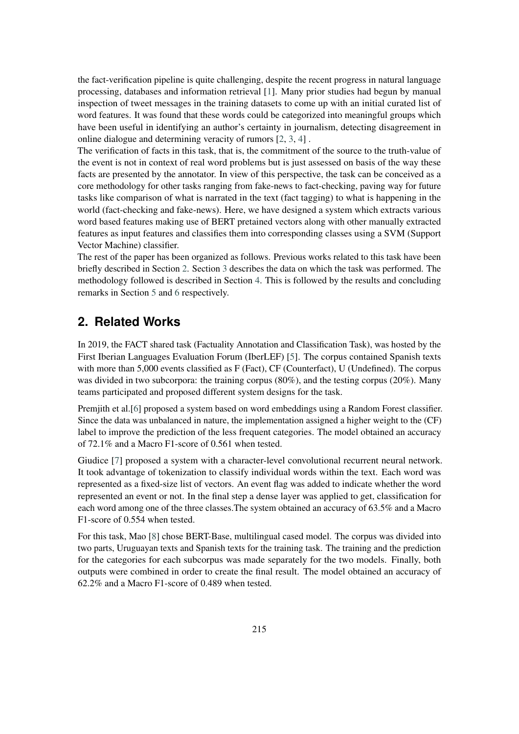the fact-verification pipeline is quite challenging, despite the recent progress in natural language processing, databases and information retrieval [1]. Many prior studies had begun by manual inspection of tweet messages in the training datasets to come up with an initial curated list of word features. It was found that these words could be categorized into meaningful groups which have been useful in identifying an author's certainty in journalism, detecting disagreement in online dialogue and determining veracity of rumors [2, 3, 4] .

The verification of facts in this task, that is, the commitment of the source to the truth-value of the event is not in context of real word problems but is just assessed on basis of the way these facts are presented by the annotator. In view of this perspective, the task can be conceived as a core methodology for other tasks ranging from fake-news to fact-checking, paving way for future tasks like comparison of what is narrated in the text (fact tagging) to what is happening in the world (fact-checking and fake-news). Here, we have designed a system which extracts various word based features making use of BERT pretained vectors along with other manually extracted features as input features and classifies them into corresponding classes using a SVM (Support Vector Machine) classifier.

The rest of the paper has been organized as follows. Previous works related to this task have been briefly described in Section 2. Section 3 describes the data on which the task was performed. The methodology followed is described in Section 4. This is followed by the results and concluding remarks in Section 5 and 6 respectively.

## 2. Related Works

In 2019, the FACT shared task (Factuality Annotation and Classification Task), was hosted by the First Iberian Languages Evaluation Forum (IberLEF) [5]. The corpus contained Spanish texts with more than 5,000 events classified as F (Fact), CF (Counterfact), U (Undefined). The corpus was divided in two subcorpora: the training corpus (80%), and the testing corpus (20%). Many teams participated and proposed different system designs for the task.

Premjith et al.[6] proposed a system based on word embeddings using a Random Forest classifier. Since the data was unbalanced in nature, the implementation assigned a higher weight to the (CF) label to improve the prediction of the less frequent categories. The model obtained an accuracy of 72.1% and a Macro F1-score of 0.561 when tested.

Giudice [7] proposed a system with a character-level convolutional recurrent neural network. It took advantage of tokenization to classify individual words within the text. Each word was represented as a fixed-size list of vectors. An event flag was added to indicate whether the word represented an event or not. In the final step a dense layer was applied to get, classification for each word among one of the three classes.The system obtained an accuracy of 63.5% and a Macro F1-score of 0.554 when tested.

For this task, Mao [8] chose BERT-Base, multilingual cased model. The corpus was divided into two parts, Uruguayan texts and Spanish texts for the training task. The training and the prediction for the categories for each subcorpus was made separately for the two models. Finally, both outputs were combined in order to create the final result. The model obtained an accuracy of 62.2% and a Macro F1-score of 0.489 when tested.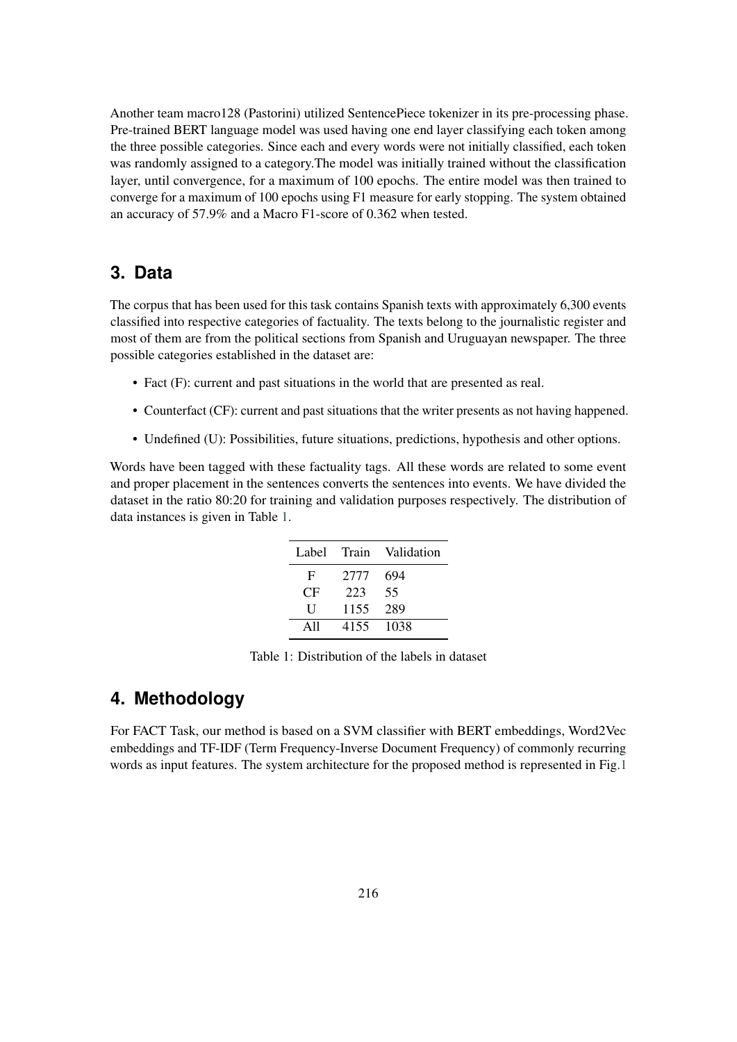Another team macro128 (Pastorini) utilized SentencePiece tokenizer in its pre-processing phase. Pre-trained BERT language model was used having one end layer classifying each token among the three possible categories. Since each and every words were not initially classified, each token was randomly assigned to a category.The model was initially trained without the classification layer, until convergence, for a maximum of 100 epochs. The entire model was then trained to converge for a maximum of 100 epochs using F1 measure for early stopping. The system obtained an accuracy of 57.9% and a Macro F1-score of 0.362 when tested.

## 3. Data

The corpus that has been used for this task contains Spanish texts with approximately 6,300 events classified into respective categories of factuality. The texts belong to the journalistic register and most of them are from the political sections from Spanish and Uruguayan newspaper. The three possible categories established in the dataset are:

- Fact (F): current and past situations in the world that are presented as real.
- Counterfact (CF): current and past situations that the writer presents as not having happened.
- Undefined (U): Possibilities, future situations, predictions, hypothesis and other options.

Words have been tagged with these factuality tags. All these words are related to some event and proper placement in the sentences converts the sentences into events. We have divided the dataset in the ratio 80:20 for training and validation purposes respectively. The distribution of data instances is given in Table 1.

| Label | Train | Validation |
|---|---|---|
| F | 2777 | 694 |
| CF | 223 | 55 |
| U | 1155 | 289 |
| All | 4155 | 1038 |

Table 1: Distribution of the labels in dataset

## 4. Methodology

For FACT Task, our method is based on a SVM classifier with BERT embeddings, Word2Vec embeddings and TF-IDF (Term Frequency-Inverse Document Frequency) of commonly recurring words as input features. The system architecture for the proposed method is represented in Fig.1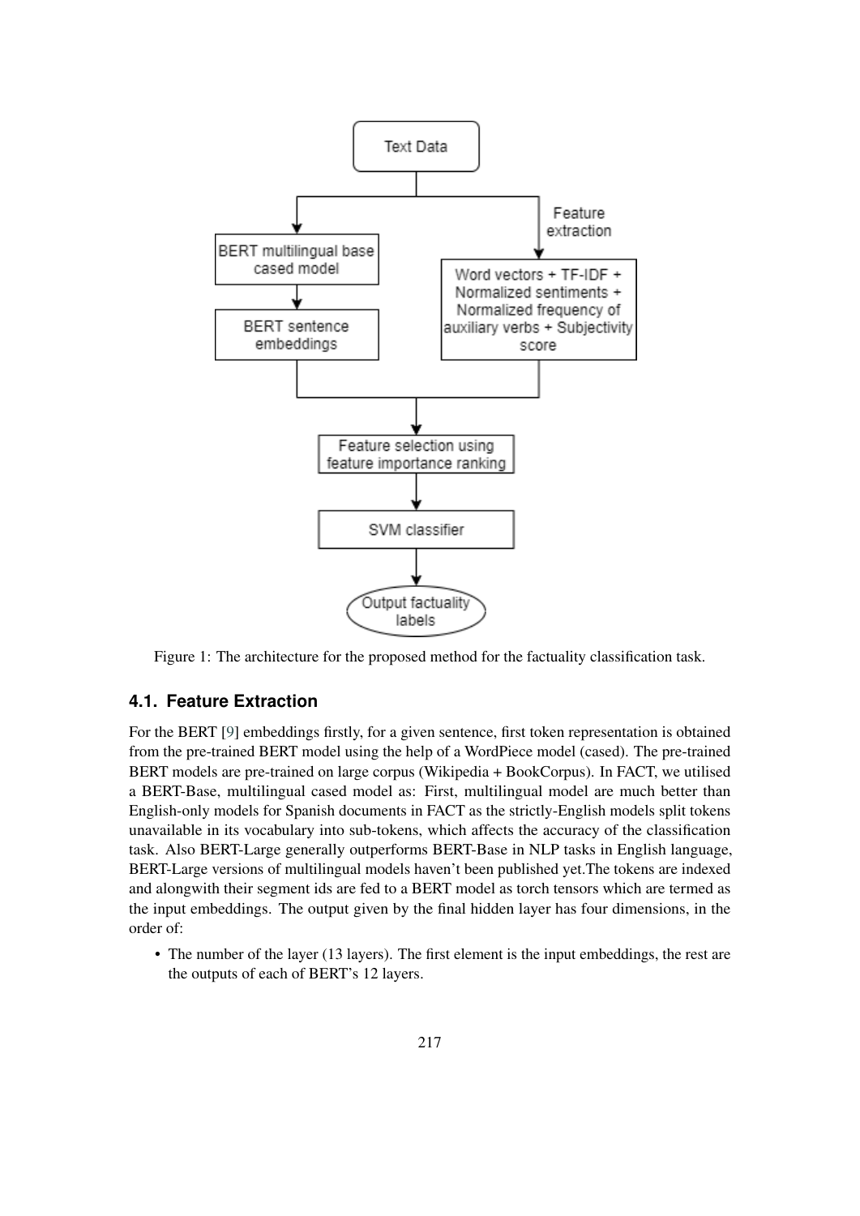Figure 1: The architecture for the proposed method for the factuality classification task.

## 4.1. Feature Extraction

For the BERT [9] embeddings firstly, for a given sentence, first token representation is obtained from the pre-trained BERT model using the help of a WordPiece model (cased). The pre-trained BERT models are pre-trained on large corpus (Wikipedia + BookCorpus). In FACT, we utilised a BERT-Base, multilingual cased model as: First, multilingual model are much better than English-only models for Spanish documents in FACT as the strictly-English models split tokens unavailable in its vocabulary into sub-tokens, which affects the accuracy of the classification task. Also BERT-Large generally outperforms BERT-Base in NLP tasks in English language, BERT-Large versions of multilingual models haven't been published yet.The tokens are indexed and alongwith their segment ids are fed to a BERT model as torch tensors which are termed as the input embeddings. The output given by the final hidden layer has four dimensions, in the order of:

- The number of the layer (13 layers). The first element is the input embeddings, the rest are the outputs of each of BERT's 12 layers.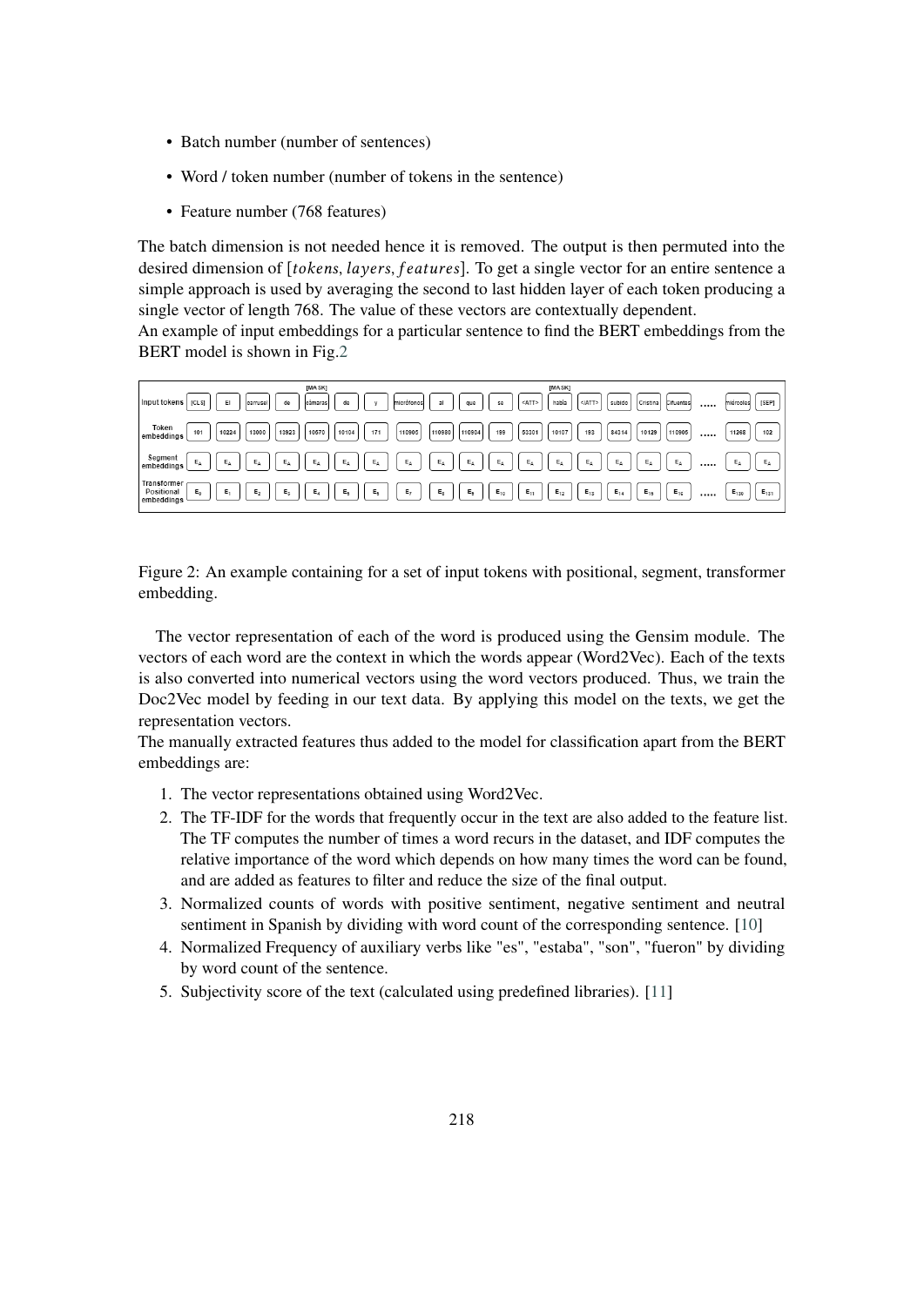- Batch number (number of sentences)
- Word / token number (number of tokens in the sentence)
- Feature number (768 features)

The batch dimension is not needed hence it is removed. The output is then permuted into the desired dimension of $[tokens, layers, features]$. To get a single vector for an entire sentence a simple approach is used by averaging the second to last hidden layer of each token producing a single vector of length 768. The value of these vectors are contextually dependent.
An example of input embeddings for a particular sentence to find the BERT embeddings from the BERT model is shown in Fig.2

| | | | | | [MASK] | | | | | | | | [MASK] | | | | | | | |
|---|---|---|---|---|---|---|---|---|---|---|---|---|---|---|---|---|---|---|---|---|
| Input tokens | [CLS] | El | carrusel | de | cámaras | de | y | micrófonos | al | que | se | <ATT> | había | </ATT> | subido | Cristina | Cifuentes | ..... | miércoles | [SEP] |
| Token embeddings | 101 | 10224 | 13000 | 13923 | 10570 | 10104 | 171 | 110905 | 110980 | 110904 | 199 | 53301 | 10107 | 193 | 84314 | 10129 | 110905 | ..... | 11268 | 102 |
| Segment embeddings | $E_A$ | $E_A$ | $E_A$ | $E_A$ | $E_A$ | $E_A$ | $E_A$ | $E_A$ | $E_A$ | $E_A$ | $E_A$ | $E_A$ | $E_A$ | $E_A$ | $E_A$ | $E_A$ | $E_A$ | ..... | $E_A$ | $E_A$ |
| Transformer Positional embeddings | $E_0$ | $E_1$ | $E_2$ | $E_3$ | $E_4$ | $E_5$ | $E_6$ | $E_7$ | $E_8$ | $E_9$ | $E_{10}$ | $E_{11}$ | $E_{12}$ | $E_{13}$ | $E_{14}$ | $E_{15}$ | $E_{16}$ | ..... | $E_{130}$ | $E_{131}$ |

Figure 2: An example containing for a set of input tokens with positional, segment, transformer embedding.

The vector representation of each of the word is produced using the Gensim module. The vectors of each word are the context in which the words appear (Word2Vec). Each of the texts is also converted into numerical vectors using the word vectors produced. Thus, we train the Doc2Vec model by feeding in our text data. By applying this model on the texts, we get the representation vectors.
The manually extracted features thus added to the model for classification apart from the BERT embeddings are:

1. The vector representations obtained using Word2Vec.
2. The TF-IDF for the words that frequently occur in the text are also added to the feature list. The TF computes the number of times a word recurs in the dataset, and IDF computes the relative importance of the word which depends on how many times the word can be found, and are added as features to filter and reduce the size of the final output.
3. Normalized counts of words with positive sentiment, negative sentiment and neutral sentiment in Spanish by dividing with word count of the corresponding sentence. [10]
4. Normalized Frequency of auxiliary verbs like "es", "estaba", "son", "fueron" by dividing by word count of the sentence.
5. Subjectivity score of the text (calculated using predefined libraries). [11]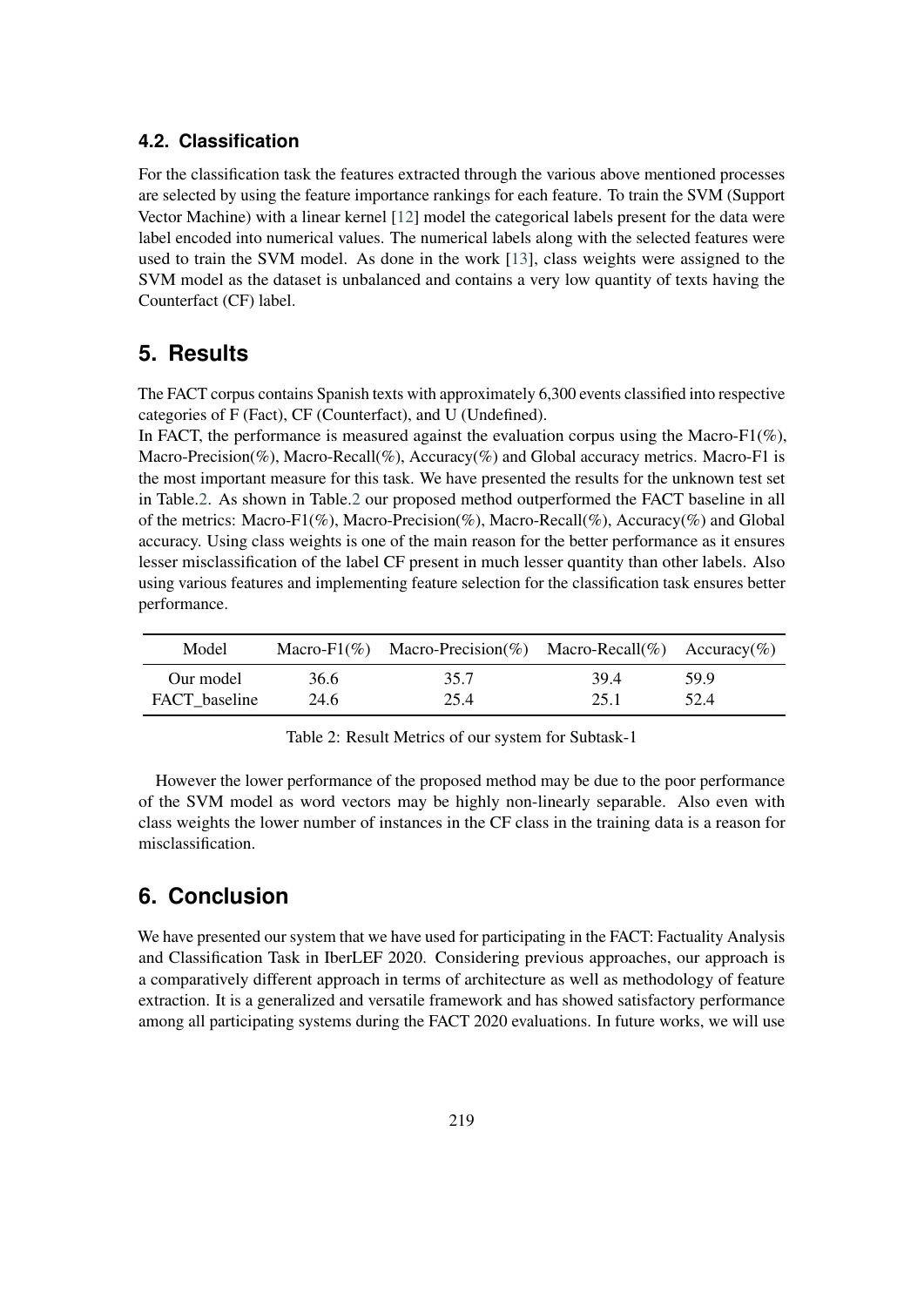### 4.2. Classification

For the classification task the features extracted through the various above mentioned processes are selected by using the feature importance rankings for each feature. To train the SVM (Support Vector Machine) with a linear kernel [12] model the categorical labels present for the data were label encoded into numerical values. The numerical labels along with the selected features were used to train the SVM model. As done in the work [13], class weights were assigned to the SVM model as the dataset is unbalanced and contains a very low quantity of texts having the Counterfact (CF) label.

## 5. Results

The FACT corpus contains Spanish texts with approximately 6,300 events classified into respective categories of F (Fact), CF (Counterfact), and U (Undefined).

In FACT, the performance is measured against the evaluation corpus using the Macro-F1(%), Macro-Precision(%), Macro-Recall(%), Accuracy(%) and Global accuracy metrics. Macro-F1 is the most important measure for this task. We have presented the results for the unknown test set in Table.2. As shown in Table.2 our proposed method outperformed the FACT baseline in all of the metrics: Macro-F1(%), Macro-Precision(%), Macro-Recall(%), Accuracy(%) and Global accuracy. Using class weights is one of the main reason for the better performance as it ensures lesser misclassification of the label CF present in much lesser quantity than other labels. Also using various features and implementing feature selection for the classification task ensures better performance.

| Model | Macro-F1(%) | Macro-Precision(%) | Macro-Recall(%) | Accuracy(%) |
|---|---|---|---|---|
| Our model | 36.6 | 35.7 | 39.4 | 59.9 |
| FACT_baseline | 24.6 | 25.4 | 25.1 | 52.4 |

Table 2: Result Metrics of our system for Subtask-1

However the lower performance of the proposed method may be due to the poor performance of the SVM model as word vectors may be highly non-linearly separable. Also even with class weights the lower number of instances in the CF class in the training data is a reason for misclassification.

## 6. Conclusion

We have presented our system that we have used for participating in the FACT: Factuality Analysis and Classification Task in IberLEF 2020. Considering previous approaches, our approach is a comparatively different approach in terms of architecture as well as methodology of feature extraction. It is a generalized and versatile framework and has showed satisfactory performance among all participating systems during the FACT 2020 evaluations. In future works, we will use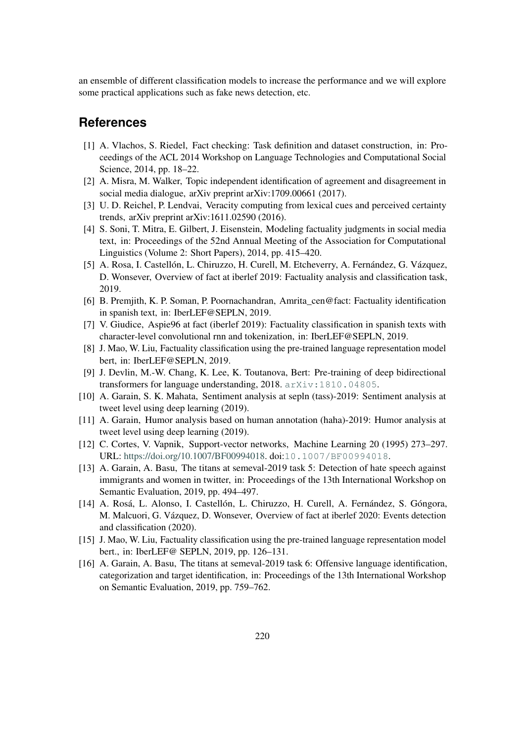an ensemble of different classification models to increase the performance and we will explore some practical applications such as fake news detection, etc.

## References

[1] A. Vlachos, S. Riedel, Fact checking: Task definition and dataset construction, in: Proceedings of the ACL 2014 Workshop on Language Technologies and Computational Social Science, 2014, pp. 18–22.

[2] A. Misra, M. Walker, Topic independent identification of agreement and disagreement in social media dialogue, arXiv preprint arXiv:1709.00661 (2017).

[3] U. D. Reichel, P. Lendvai, Veracity computing from lexical cues and perceived certainty trends, arXiv preprint arXiv:1611.02590 (2016).

[4] S. Soni, T. Mitra, E. Gilbert, J. Eisenstein, Modeling factuality judgments in social media text, in: Proceedings of the 52nd Annual Meeting of the Association for Computational Linguistics (Volume 2: Short Papers), 2014, pp. 415–420.

[5] A. Rosa, I. Castellón, L. Chiruzzo, H. Curell, M. Etcheverry, A. Fernández, G. Vázquez, D. Wonsever, Overview of fact at iberlef 2019: Factuality analysis and classification task, 2019.

[6] B. Premjith, K. P. Soman, P. Poornachandran, Amrita_cen@fact: Factuality identification in spanish text, in: IberLEF@SEPLN, 2019.

[7] V. Giudice, Aspie96 at fact (iberlef 2019): Factuality classification in spanish texts with character-level convolutional rnn and tokenization, in: IberLEF@SEPLN, 2019.

[8] J. Mao, W. Liu, Factuality classification using the pre-trained language representation model bert, in: IberLEF@SEPLN, 2019.

[9] J. Devlin, M.-W. Chang, K. Lee, K. Toutanova, Bert: Pre-training of deep bidirectional transformers for language understanding, 2018. arXiv:1810.04805.

[10] A. Garain, S. K. Mahata, Sentiment analysis at sepln (tass)-2019: Sentiment analysis at tweet level using deep learning (2019).

[11] A. Garain, Humor analysis based on human annotation (haha)-2019: Humor analysis at tweet level using deep learning (2019).

[12] C. Cortes, V. Vapnik, Support-vector networks, Machine Learning 20 (1995) 273–297. URL: https://doi.org/10.1007/BF00994018. doi:10.1007/BF00994018.

[13] A. Garain, A. Basu, The titans at semeval-2019 task 5: Detection of hate speech against immigrants and women in twitter, in: Proceedings of the 13th International Workshop on Semantic Evaluation, 2019, pp. 494–497.

[14] A. Rosá, L. Alonso, I. Castellón, L. Chiruzzo, H. Curell, A. Fernández, S. Góngora, M. Malcuori, G. Vázquez, D. Wonsever, Overview of fact at iberlef 2020: Events detection and classification (2020).

[15] J. Mao, W. Liu, Factuality classification using the pre-trained language representation model bert., in: IberLEF@ SEPLN, 2019, pp. 126–131.

[16] A. Garain, A. Basu, The titans at semeval-2019 task 6: Offensive language identification, categorization and target identification, in: Proceedings of the 13th International Workshop on Semantic Evaluation, 2019, pp. 759–762.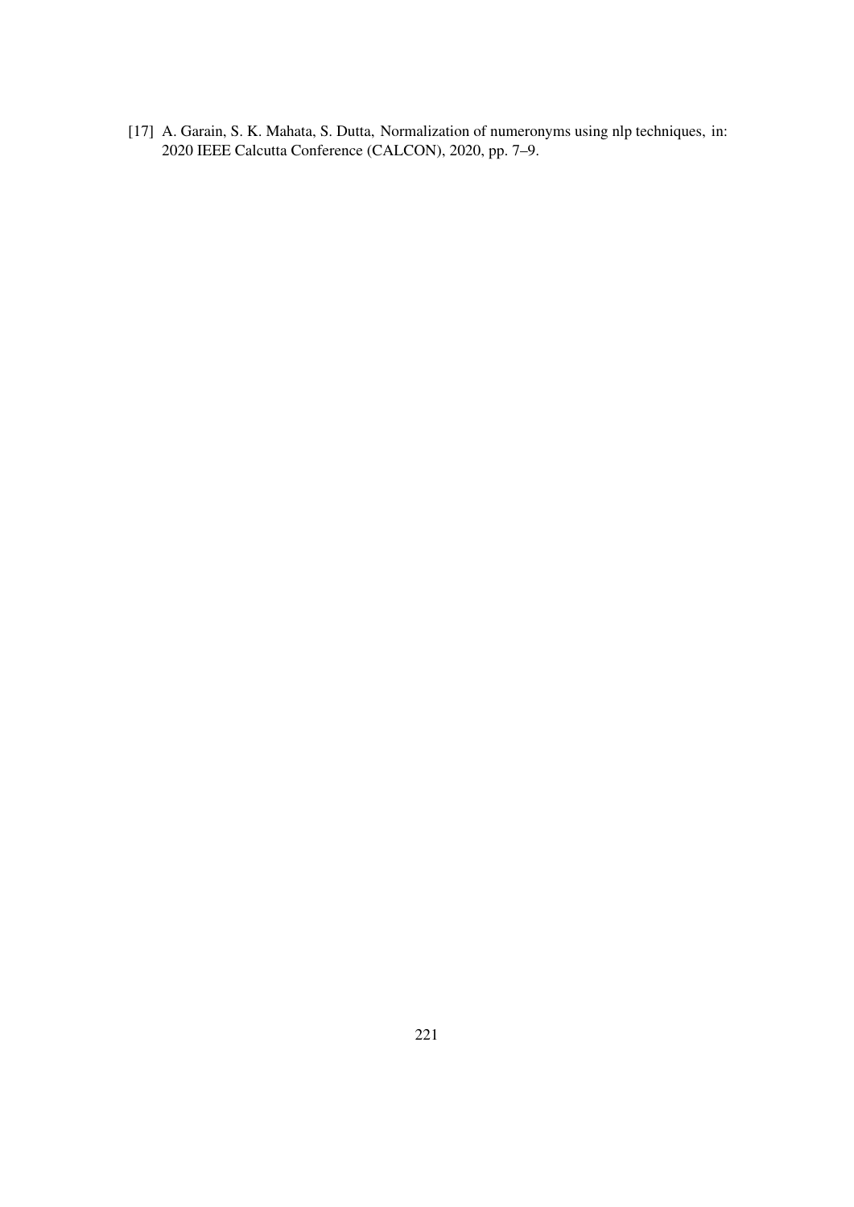[17] A. Garain, S. K. Mahata, S. Dutta, Normalization of numeronyms using nlp techniques, in: 2020 IEEE Calcutta Conference (CALCON), 2020, pp. 7–9.